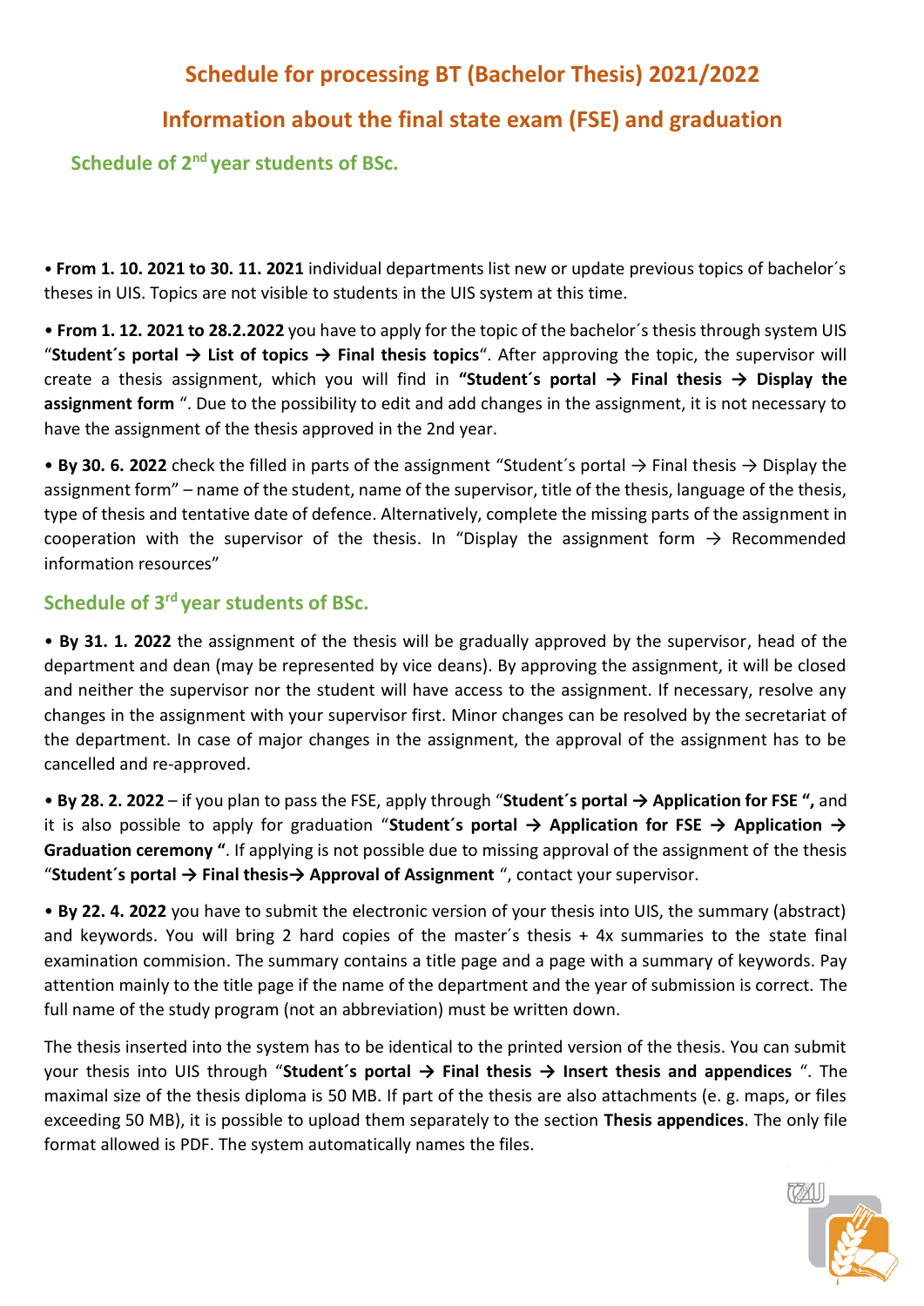# Schedule for processing BT (Bachelor Thesis) 2021/2022

# Information about the final state exam (FSE) and graduation

## Schedule of 2nd year students of BSc.

• **From 1. 10. 2021 to 30. 11. 2021** individual departments list new or update previous topics of bachelor´s theses in UIS. Topics are not visible to students in the UIS system at this time.

• **From 1. 12. 2021 to 28.2.2022** you have to apply for the topic of the bachelor´s thesis through system UIS "**Student´s portal → List of topics → Final thesis topics**". After approving the topic, the supervisor will create a thesis assignment, which you will find in **"Student´s portal → Final thesis → Display the assignment form** ". Due to the possibility to edit and add changes in the assignment, it is not necessary to have the assignment of the thesis approved in the 2nd year.

• **By 30. 6. 2022** check the filled in parts of the assignment "Student´s portal → Final thesis → Display the assignment form" – name of the student, name of the supervisor, title of the thesis, language of the thesis, type of thesis and tentative date of defence. Alternatively, complete the missing parts of the assignment in cooperation with the supervisor of the thesis. In "Display the assignment form → Recommended information resources"

## Schedule of 3rd year students of BSc.

• **By 31. 1. 2022** the assignment of the thesis will be gradually approved by the supervisor, head of the department and dean (may be represented by vice deans). By approving the assignment, it will be closed and neither the supervisor nor the student will have access to the assignment. If necessary, resolve any changes in the assignment with your supervisor first. Minor changes can be resolved by the secretariat of the department. In case of major changes in the assignment, the approval of the assignment has to be cancelled and re-approved.

• **By 28. 2. 2022** – if you plan to pass the FSE, apply through "**Student´s portal → Application for FSE ",** and it is also possible to apply for graduation "**Student´s portal → Application for FSE → Application → Graduation ceremony "**. If applying is not possible due to missing approval of the assignment of the thesis "**Student´s portal → Final thesis→ Approval of Assignment** ", contact your supervisor.

• **By 22. 4. 2022** you have to submit the electronic version of your thesis into UIS, the summary (abstract) and keywords. You will bring 2 hard copies of the master´s thesis + 4x summaries to the state final examination commision. The summary contains a title page and a page with a summary of keywords. Pay attention mainly to the title page if the name of the department and the year of submission is correct. The full name of the study program (not an abbreviation) must be written down.

The thesis inserted into the system has to be identical to the printed version of the thesis. You can submit your thesis into UIS through "**Student´s portal → Final thesis → Insert thesis and appendices** ". The maximal size of the thesis diploma is 50 MB. If part of the thesis are also attachments (e. g. maps, or files exceeding 50 MB), it is possible to upload them separately to the section **Thesis appendices**. The only file format allowed is PDF. The system automatically names the files.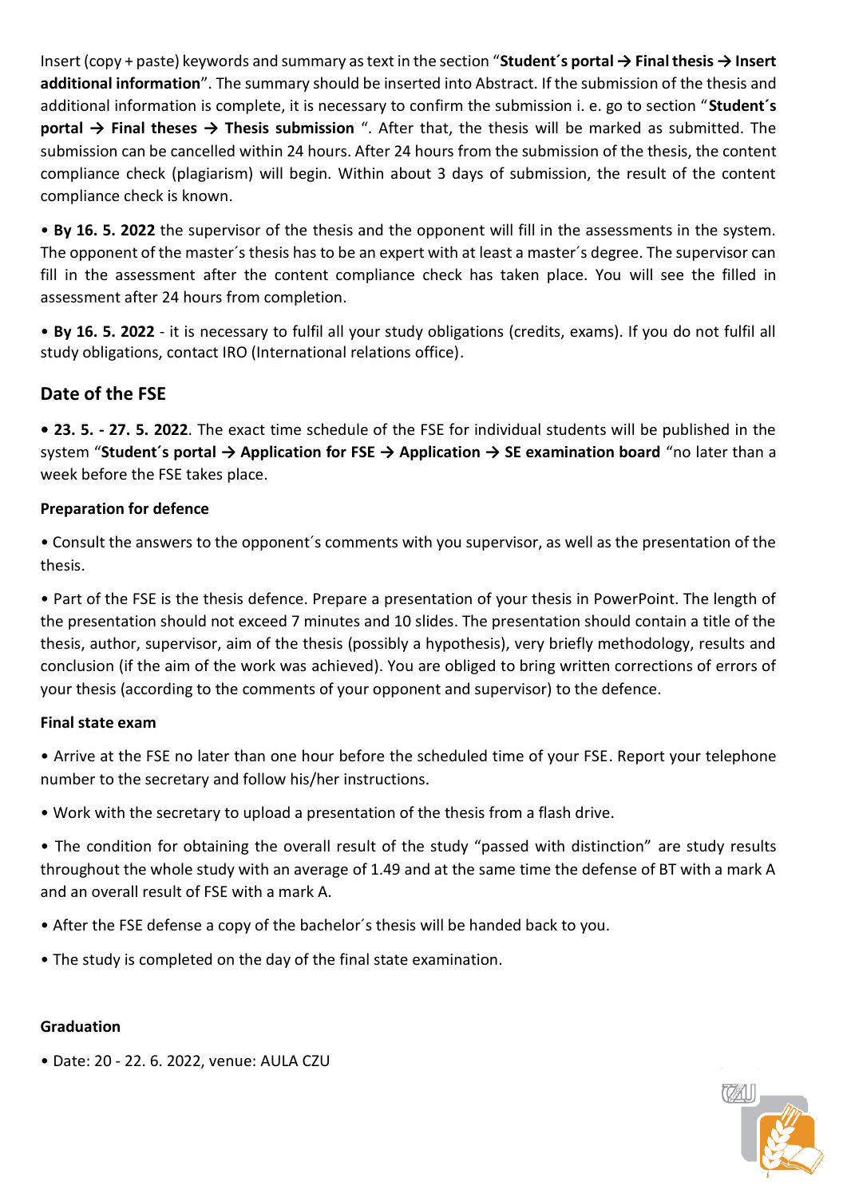Insert (copy + paste) keywords and summary as text in the section "**Student´s portal → Final thesis → Insert additional information**". The summary should be inserted into Abstract. If the submission of the thesis and additional information is complete, it is necessary to confirm the submission i. e. go to section "**Student´s portal → Final theses → Thesis submission** ". After that, the thesis will be marked as submitted. The submission can be cancelled within 24 hours. After 24 hours from the submission of the thesis, the content compliance check (plagiarism) will begin. Within about 3 days of submission, the result of the content compliance check is known.

• **By 16. 5. 2022** the supervisor of the thesis and the opponent will fill in the assessments in the system. The opponent of the master´s thesis has to be an expert with at least a master´s degree. The supervisor can fill in the assessment after the content compliance check has taken place. You will see the filled in assessment after 24 hours from completion.

• **By 16. 5. 2022** - it is necessary to fulfil all your study obligations (credits, exams). If you do not fulfil all study obligations, contact IRO (International relations office).

## Date of the FSE

**• 23. 5. - 27. 5. 2022**. The exact time schedule of the FSE for individual students will be published in the system "**Student´s portal → Application for FSE → Application → SE examination board** "no later than a week before the FSE takes place.

### Preparation for defence

• Consult the answers to the opponent´s comments with you supervisor, as well as the presentation of the thesis.

• Part of the FSE is the thesis defence. Prepare a presentation of your thesis in PowerPoint. The length of the presentation should not exceed 7 minutes and 10 slides. The presentation should contain a title of the thesis, author, supervisor, aim of the thesis (possibly a hypothesis), very briefly methodology, results and conclusion (if the aim of the work was achieved). You are obliged to bring written corrections of errors of your thesis (according to the comments of your opponent and supervisor) to the defence.

### Final state exam

• Arrive at the FSE no later than one hour before the scheduled time of your FSE. Report your telephone number to the secretary and follow his/her instructions.

• Work with the secretary to upload a presentation of the thesis from a flash drive.

• The condition for obtaining the overall result of the study "passed with distinction" are study results throughout the whole study with an average of 1.49 and at the same time the defense of BT with a mark A and an overall result of FSE with a mark A.

• After the FSE defense a copy of the bachelor´s thesis will be handed back to you.

• The study is completed on the day of the final state examination.

### Graduation

• Date: 20 - 22. 6. 2022, venue: AULA CZU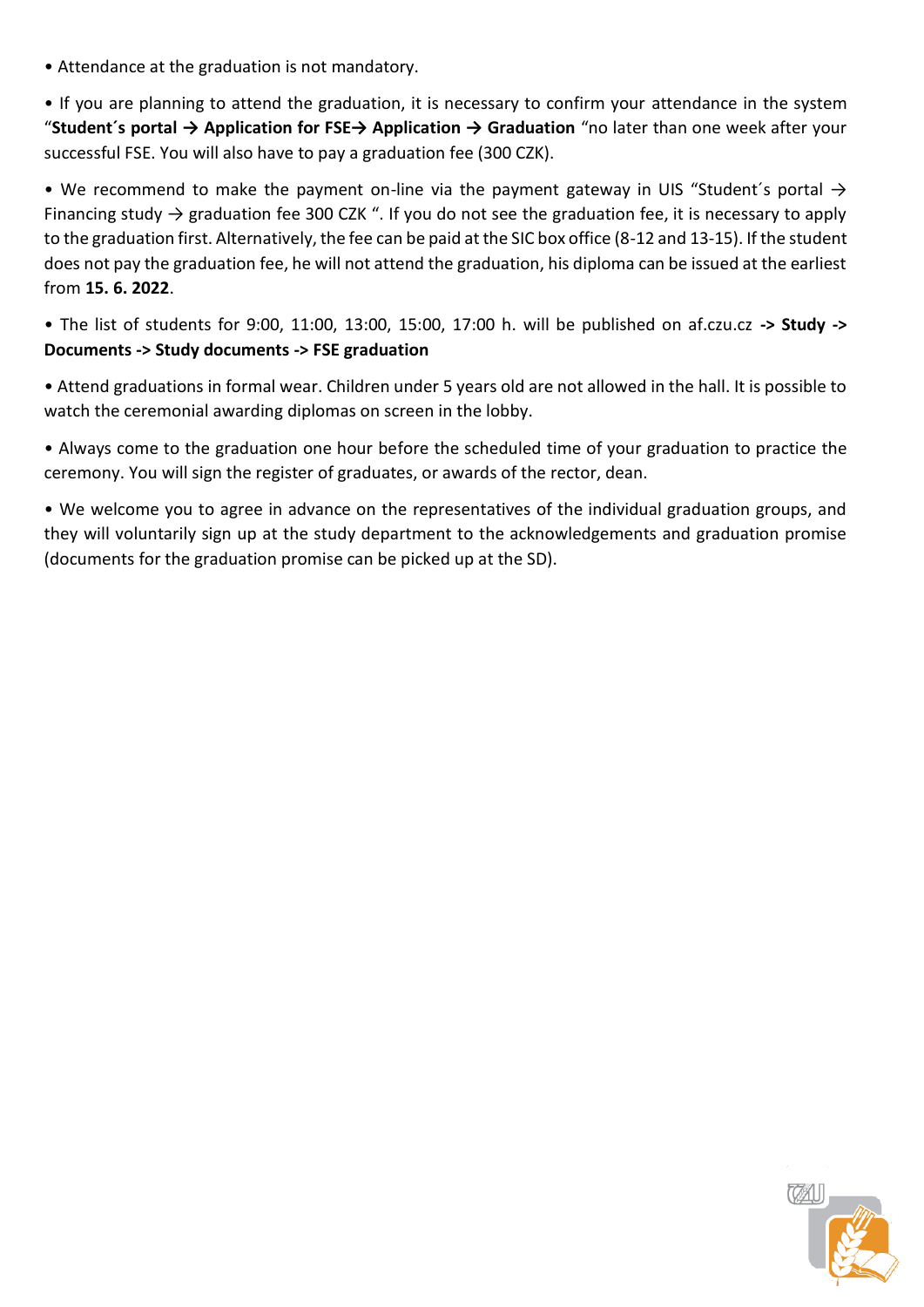- Attendance at the graduation is not mandatory.

- If you are planning to attend the graduation, it is necessary to confirm your attendance in the system "**Student´s portal → Application for FSE→ Application → Graduation** "no later than one week after your successful FSE. You will also have to pay a graduation fee (300 CZK).

- We recommend to make the payment on-line via the payment gateway in UIS "Student´s portal → Financing study → graduation fee 300 CZK ". If you do not see the graduation fee, it is necessary to apply to the graduation first. Alternatively, the fee can be paid at the SIC box office (8-12 and 13-15). If the student does not pay the graduation fee, he will not attend the graduation, his diploma can be issued at the earliest from **15. 6. 2022**.

- The list of students for 9:00, 11:00, 13:00, 15:00, 17:00 h. will be published on af.czu.cz **-> Study -> Documents -> Study documents -> FSE graduation**

- Attend graduations in formal wear. Children under 5 years old are not allowed in the hall. It is possible to watch the ceremonial awarding diplomas on screen in the lobby.

- Always come to the graduation one hour before the scheduled time of your graduation to practice the ceremony. You will sign the register of graduates, or awards of the rector, dean.

- We welcome you to agree in advance on the representatives of the individual graduation groups, and they will voluntarily sign up at the study department to the acknowledgements and graduation promise (documents for the graduation promise can be picked up at the SD).